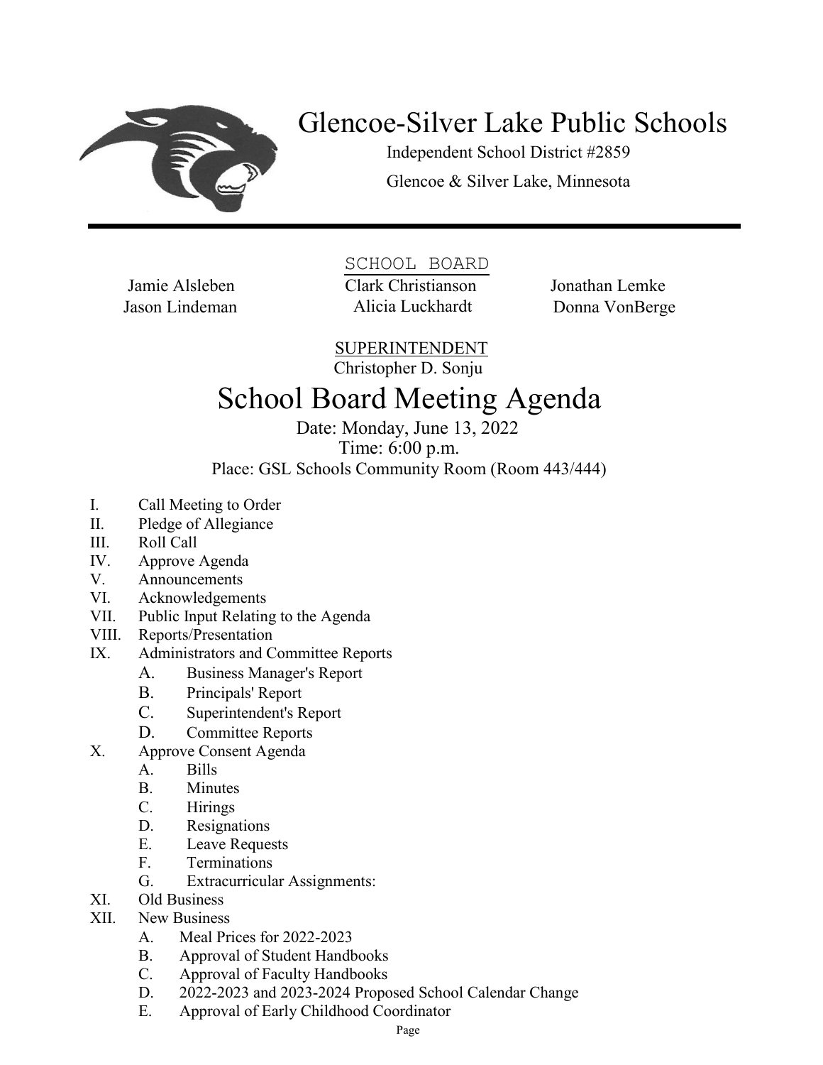# Glencoe-Silver Lake Public Schools

Independent School District #2859

Glencoe & Silver Lake, Minnesota

---

SCHOOL BOARD

Jamie Alsleben, Clark Christianson, Jonathan Lemke, Jason Lindeman, Alicia Luckhardt, Donna VonBerge

SUPERINTENDENT

Christopher D. Sonju

# School Board Meeting Agenda

Date: Monday, June 13, 2022
Time: 6:00 p.m.
Place: GSL Schools Community Room (Room 443/444)

- I. Call Meeting to Order
- II. Pledge of Allegiance
- III. Roll Call
- IV. Approve Agenda
- V. Announcements
- VI. Acknowledgements
- VII. Public Input Relating to the Agenda
- VIII. Reports/Presentation
- IX. Administrators and Committee Reports
  - A. Business Manager's Report
  - B. Principals' Report
  - C. Superintendent's Report
  - D. Committee Reports
- X. Approve Consent Agenda
  - A. Bills
  - B. Minutes
  - C. Hirings
  - D. Resignations
  - E. Leave Requests
  - F. Terminations
  - G. Extracurricular Assignments:
- XI. Old Business
- XII. New Business
  - A. Meal Prices for 2022-2023
  - B. Approval of Student Handbooks
  - C. Approval of Faculty Handbooks
  - D. 2022-2023 and 2023-2024 Proposed School Calendar Change
  - E. Approval of Early Childhood Coordinator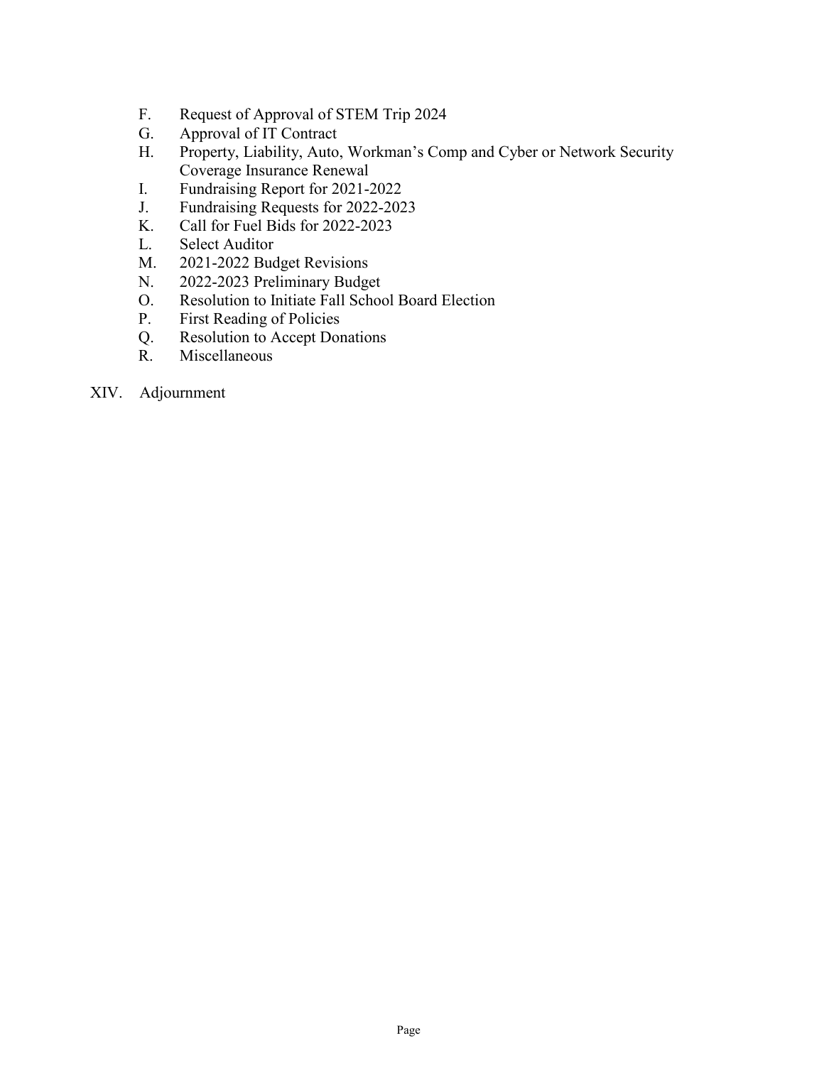F. Request of Approval of STEM Trip 2024
G. Approval of IT Contract
H. Property, Liability, Auto, Workman's Comp and Cyber or Network Security Coverage Insurance Renewal
I. Fundraising Report for 2021-2022
J. Fundraising Requests for 2022-2023
K. Call for Fuel Bids for 2022-2023
L. Select Auditor
M. 2021-2022 Budget Revisions
N. 2022-2023 Preliminary Budget
O. Resolution to Initiate Fall School Board Election
P. First Reading of Policies
Q. Resolution to Accept Donations
R. Miscellaneous

XIV. Adjournment